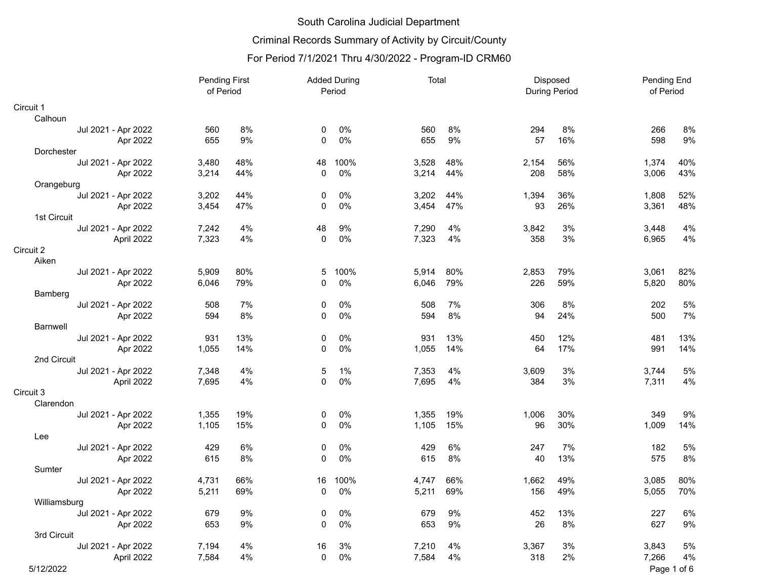# South Carolina Judicial Department

## Criminal Records Summary of Activity by Circuit/County

### For Period 7/1/2021 Thru 4/30/2022 - Program-ID CRM60

| | Pending First of Period | | Added During Period | | Total | | Disposed During Period | | Pending End of Period | |
|---|---|---|---|---|---|---|---|---|---|---|
| **Circuit 1** | | | | | | | | | | |
| Calhoun | | | | | | | | | | |
| Jul 2021 - Apr 2022 | 560 | 8% | 0 | 0% | 560 | 8% | 294 | 8% | 266 | 8% |
| Apr 2022 | 655 | 9% | 0 | 0% | 655 | 9% | 57 | 16% | 598 | 9% |
| Dorchester | | | | | | | | | | |
| Jul 2021 - Apr 2022 | 3,480 | 48% | 48 | 100% | 3,528 | 48% | 2,154 | 56% | 1,374 | 40% |
| Apr 2022 | 3,214 | 44% | 0 | 0% | 3,214 | 44% | 208 | 58% | 3,006 | 43% |
| Orangeburg | | | | | | | | | | |
| Jul 2021 - Apr 2022 | 3,202 | 44% | 0 | 0% | 3,202 | 44% | 1,394 | 36% | 1,808 | 52% |
| Apr 2022 | 3,454 | 47% | 0 | 0% | 3,454 | 47% | 93 | 26% | 3,361 | 48% |
| 1st Circuit | | | | | | | | | | |
| Jul 2021 - Apr 2022 | 7,242 | 4% | 48 | 9% | 7,290 | 4% | 3,842 | 3% | 3,448 | 4% |
| April 2022 | 7,323 | 4% | 0 | 0% | 7,323 | 4% | 358 | 3% | 6,965 | 4% |
| **Circuit 2** | | | | | | | | | | |
| Aiken | | | | | | | | | | |
| Jul 2021 - Apr 2022 | 5,909 | 80% | 5 | 100% | 5,914 | 80% | 2,853 | 79% | 3,061 | 82% |
| Apr 2022 | 6,046 | 79% | 0 | 0% | 6,046 | 79% | 226 | 59% | 5,820 | 80% |
| Bamberg | | | | | | | | | | |
| Jul 2021 - Apr 2022 | 508 | 7% | 0 | 0% | 508 | 7% | 306 | 8% | 202 | 5% |
| Apr 2022 | 594 | 8% | 0 | 0% | 594 | 8% | 94 | 24% | 500 | 7% |
| Barnwell | | | | | | | | | | |
| Jul 2021 - Apr 2022 | 931 | 13% | 0 | 0% | 931 | 13% | 450 | 12% | 481 | 13% |
| Apr 2022 | 1,055 | 14% | 0 | 0% | 1,055 | 14% | 64 | 17% | 991 | 14% |
| 2nd Circuit | | | | | | | | | | |
| Jul 2021 - Apr 2022 | 7,348 | 4% | 5 | 1% | 7,353 | 4% | 3,609 | 3% | 3,744 | 5% |
| April 2022 | 7,695 | 4% | 0 | 0% | 7,695 | 4% | 384 | 3% | 7,311 | 4% |
| **Circuit 3** | | | | | | | | | | |
| Clarendon | | | | | | | | | | |
| Jul 2021 - Apr 2022 | 1,355 | 19% | 0 | 0% | 1,355 | 19% | 1,006 | 30% | 349 | 9% |
| Apr 2022 | 1,105 | 15% | 0 | 0% | 1,105 | 15% | 96 | 30% | 1,009 | 14% |
| Lee | | | | | | | | | | |
| Jul 2021 - Apr 2022 | 429 | 6% | 0 | 0% | 429 | 6% | 247 | 7% | 182 | 5% |
| Apr 2022 | 615 | 8% | 0 | 0% | 615 | 8% | 40 | 13% | 575 | 8% |
| Sumter | | | | | | | | | | |
| Jul 2021 - Apr 2022 | 4,731 | 66% | 16 | 100% | 4,747 | 66% | 1,662 | 49% | 3,085 | 80% |
| Apr 2022 | 5,211 | 69% | 0 | 0% | 5,211 | 69% | 156 | 49% | 5,055 | 70% |
| Williamsburg | | | | | | | | | | |
| Jul 2021 - Apr 2022 | 679 | 9% | 0 | 0% | 679 | 9% | 452 | 13% | 227 | 6% |
| Apr 2022 | 653 | 9% | 0 | 0% | 653 | 9% | 26 | 8% | 627 | 9% |
| 3rd Circuit | | | | | | | | | | |
| Jul 2021 - Apr 2022 | 7,194 | 4% | 16 | 3% | 7,210 | 4% | 3,367 | 3% | 3,843 | 5% |
| April 2022 | 7,584 | 4% | 0 | 0% | 7,584 | 4% | 318 | 2% | 7,266 | 4% |

5/12/2022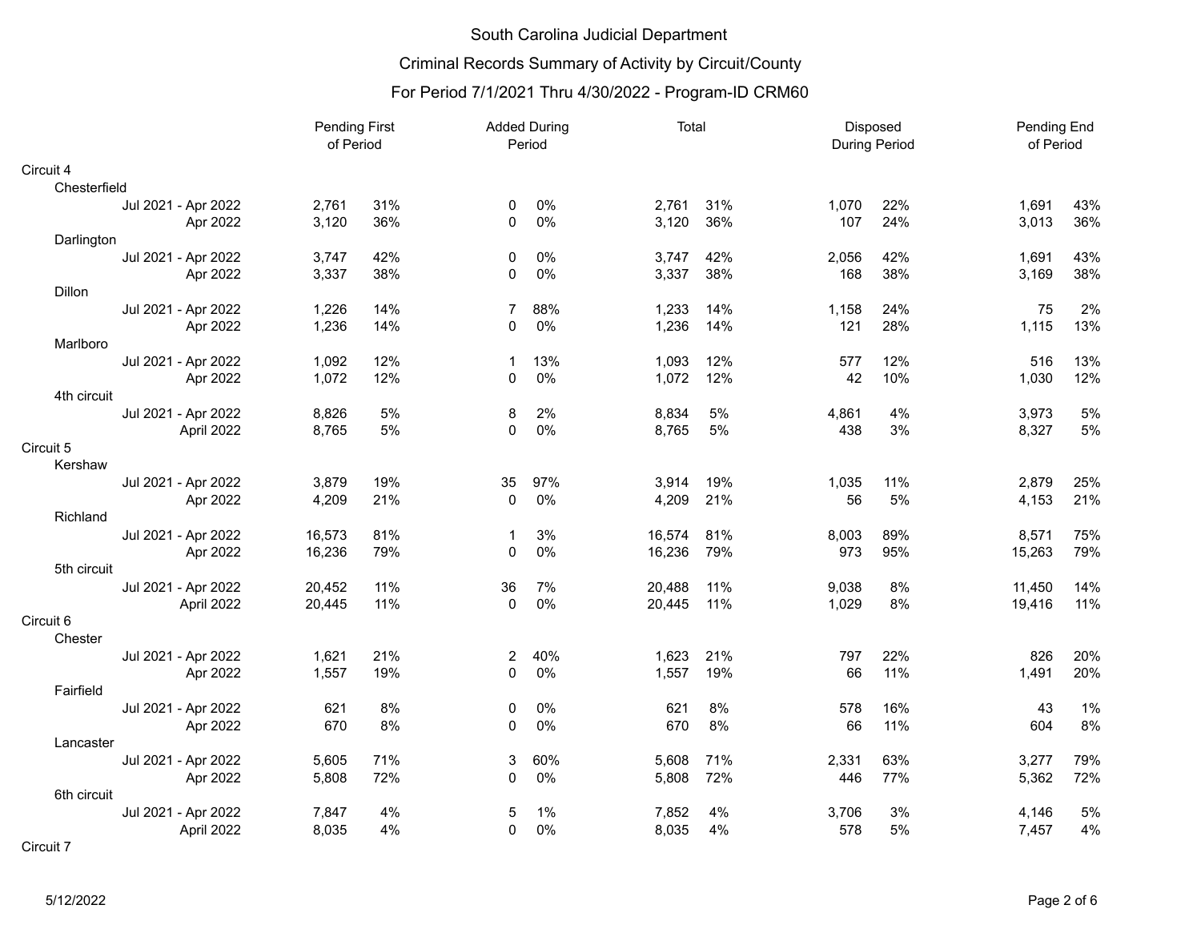# South Carolina Judicial Department

## Criminal Records Summary of Activity by Circuit/County

### For Period 7/1/2021 Thru 4/30/2022 - Program-ID CRM60

| | Pending First of Period | | Added During Period | | Total | | Disposed During Period | | Pending End of Period | |
|---|---|---|---|---|---|---|---|---|---|---|
| **Circuit 4** | | | | | | | | | | |
| Chesterfield | | | | | | | | | | |
| Jul 2021 - Apr 2022 | 2,761 | 31% | 0 | 0% | 2,761 | 31% | 1,070 | 22% | 1,691 | 43% |
| Apr 2022 | 3,120 | 36% | 0 | 0% | 3,120 | 36% | 107 | 24% | 3,013 | 36% |
| Darlington | | | | | | | | | | |
| Jul 2021 - Apr 2022 | 3,747 | 42% | 0 | 0% | 3,747 | 42% | 2,056 | 42% | 1,691 | 43% |
| Apr 2022 | 3,337 | 38% | 0 | 0% | 3,337 | 38% | 168 | 38% | 3,169 | 38% |
| Dillon | | | | | | | | | | |
| Jul 2021 - Apr 2022 | 1,226 | 14% | 7 | 88% | 1,233 | 14% | 1,158 | 24% | 75 | 2% |
| Apr 2022 | 1,236 | 14% | 0 | 0% | 1,236 | 14% | 121 | 28% | 1,115 | 13% |
| Marlboro | | | | | | | | | | |
| Jul 2021 - Apr 2022 | 1,092 | 12% | 1 | 13% | 1,093 | 12% | 577 | 12% | 516 | 13% |
| Apr 2022 | 1,072 | 12% | 0 | 0% | 1,072 | 12% | 42 | 10% | 1,030 | 12% |
| 4th circuit | | | | | | | | | | |
| Jul 2021 - Apr 2022 | 8,826 | 5% | 8 | 2% | 8,834 | 5% | 4,861 | 4% | 3,973 | 5% |
| April 2022 | 8,765 | 5% | 0 | 0% | 8,765 | 5% | 438 | 3% | 8,327 | 5% |
| **Circuit 5** | | | | | | | | | | |
| Kershaw | | | | | | | | | | |
| Jul 2021 - Apr 2022 | 3,879 | 19% | 35 | 97% | 3,914 | 19% | 1,035 | 11% | 2,879 | 25% |
| Apr 2022 | 4,209 | 21% | 0 | 0% | 4,209 | 21% | 56 | 5% | 4,153 | 21% |
| Richland | | | | | | | | | | |
| Jul 2021 - Apr 2022 | 16,573 | 81% | 1 | 3% | 16,574 | 81% | 8,003 | 89% | 8,571 | 75% |
| Apr 2022 | 16,236 | 79% | 0 | 0% | 16,236 | 79% | 973 | 95% | 15,263 | 79% |
| 5th circuit | | | | | | | | | | |
| Jul 2021 - Apr 2022 | 20,452 | 11% | 36 | 7% | 20,488 | 11% | 9,038 | 8% | 11,450 | 14% |
| April 2022 | 20,445 | 11% | 0 | 0% | 20,445 | 11% | 1,029 | 8% | 19,416 | 11% |
| **Circuit 6** | | | | | | | | | | |
| Chester | | | | | | | | | | |
| Jul 2021 - Apr 2022 | 1,621 | 21% | 2 | 40% | 1,623 | 21% | 797 | 22% | 826 | 20% |
| Apr 2022 | 1,557 | 19% | 0 | 0% | 1,557 | 19% | 66 | 11% | 1,491 | 20% |
| Fairfield | | | | | | | | | | |
| Jul 2021 - Apr 2022 | 621 | 8% | 0 | 0% | 621 | 8% | 578 | 16% | 43 | 1% |
| Apr 2022 | 670 | 8% | 0 | 0% | 670 | 8% | 66 | 11% | 604 | 8% |
| Lancaster | | | | | | | | | | |
| Jul 2021 - Apr 2022 | 5,605 | 71% | 3 | 60% | 5,608 | 71% | 2,331 | 63% | 3,277 | 79% |
| Apr 2022 | 5,808 | 72% | 0 | 0% | 5,808 | 72% | 446 | 77% | 5,362 | 72% |
| 6th circuit | | | | | | | | | | |
| Jul 2021 - Apr 2022 | 7,847 | 4% | 5 | 1% | 7,852 | 4% | 3,706 | 3% | 4,146 | 5% |
| April 2022 | 8,035 | 4% | 0 | 0% | 8,035 | 4% | 578 | 5% | 7,457 | 4% |
| **Circuit 7** | | | | | | | | | | |

5/12/2022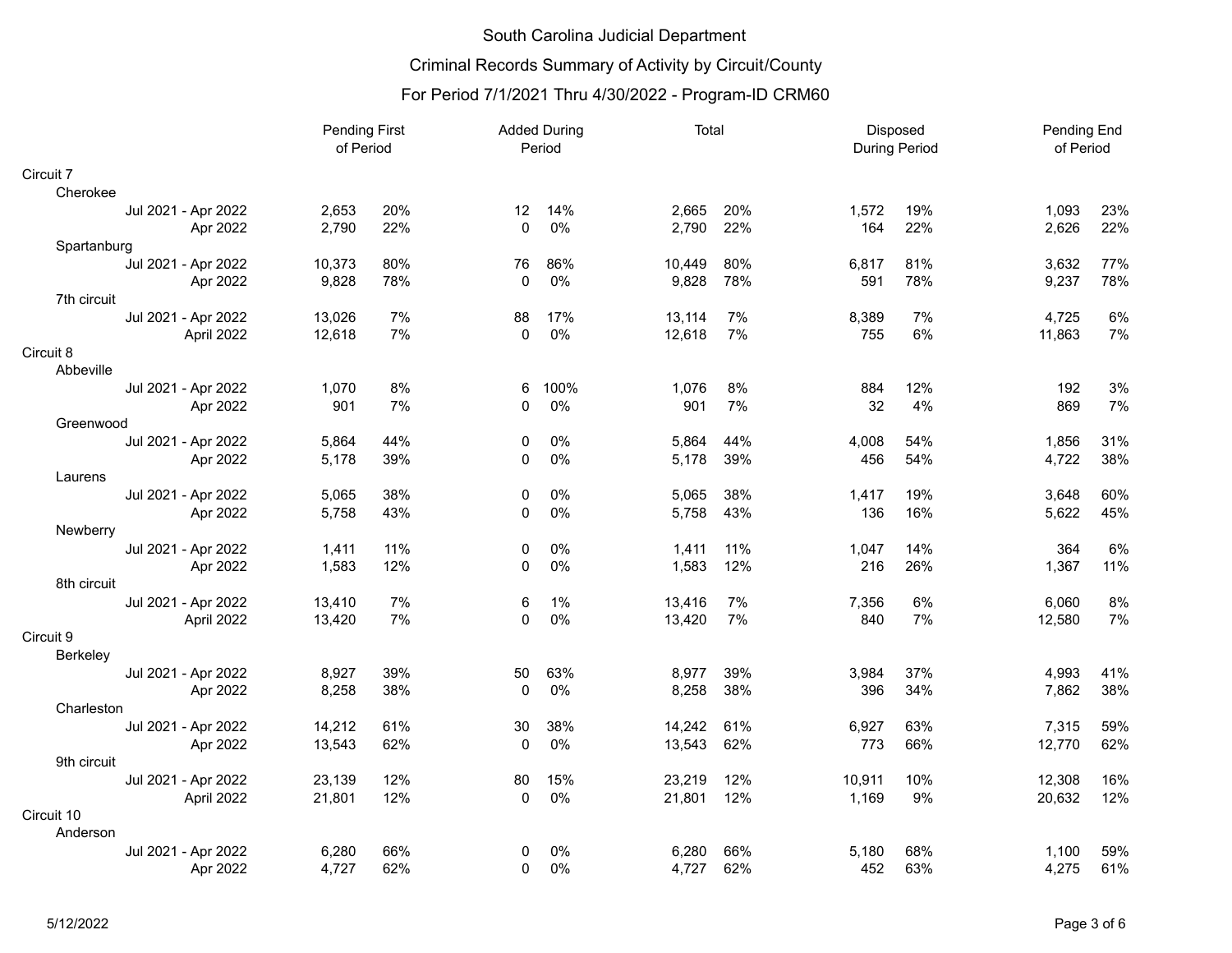# South Carolina Judicial Department

## Criminal Records Summary of Activity by Circuit/County

## For Period 7/1/2021 Thru 4/30/2022 - Program-ID CRM60

| | Pending First of Period | | Added During Period | | Total | | Disposed During Period | | Pending End of Period | |
|---|---|---|---|---|---|---|---|---|---|---|
| **Circuit 7** | | | | | | | | | | |
| Cherokee | | | | | | | | | | |
| Jul 2021 - Apr 2022 | 2,653 | 20% | 12 | 14% | 2,665 | 20% | 1,572 | 19% | 1,093 | 23% |
| Apr 2022 | 2,790 | 22% | 0 | 0% | 2,790 | 22% | 164 | 22% | 2,626 | 22% |
| Spartanburg | | | | | | | | | | |
| Jul 2021 - Apr 2022 | 10,373 | 80% | 76 | 86% | 10,449 | 80% | 6,817 | 81% | 3,632 | 77% |
| Apr 2022 | 9,828 | 78% | 0 | 0% | 9,828 | 78% | 591 | 78% | 9,237 | 78% |
| 7th circuit | | | | | | | | | | |
| Jul 2021 - Apr 2022 | 13,026 | 7% | 88 | 17% | 13,114 | 7% | 8,389 | 7% | 4,725 | 6% |
| April 2022 | 12,618 | 7% | 0 | 0% | 12,618 | 7% | 755 | 6% | 11,863 | 7% |
| **Circuit 8** | | | | | | | | | | |
| Abbeville | | | | | | | | | | |
| Jul 2021 - Apr 2022 | 1,070 | 8% | 6 | 100% | 1,076 | 8% | 884 | 12% | 192 | 3% |
| Apr 2022 | 901 | 7% | 0 | 0% | 901 | 7% | 32 | 4% | 869 | 7% |
| Greenwood | | | | | | | | | | |
| Jul 2021 - Apr 2022 | 5,864 | 44% | 0 | 0% | 5,864 | 44% | 4,008 | 54% | 1,856 | 31% |
| Apr 2022 | 5,178 | 39% | 0 | 0% | 5,178 | 39% | 456 | 54% | 4,722 | 38% |
| Laurens | | | | | | | | | | |
| Jul 2021 - Apr 2022 | 5,065 | 38% | 0 | 0% | 5,065 | 38% | 1,417 | 19% | 3,648 | 60% |
| Apr 2022 | 5,758 | 43% | 0 | 0% | 5,758 | 43% | 136 | 16% | 5,622 | 45% |
| Newberry | | | | | | | | | | |
| Jul 2021 - Apr 2022 | 1,411 | 11% | 0 | 0% | 1,411 | 11% | 1,047 | 14% | 364 | 6% |
| Apr 2022 | 1,583 | 12% | 0 | 0% | 1,583 | 12% | 216 | 26% | 1,367 | 11% |
| 8th circuit | | | | | | | | | | |
| Jul 2021 - Apr 2022 | 13,410 | 7% | 6 | 1% | 13,416 | 7% | 7,356 | 6% | 6,060 | 8% |
| April 2022 | 13,420 | 7% | 0 | 0% | 13,420 | 7% | 840 | 7% | 12,580 | 7% |
| **Circuit 9** | | | | | | | | | | |
| Berkeley | | | | | | | | | | |
| Jul 2021 - Apr 2022 | 8,927 | 39% | 50 | 63% | 8,977 | 39% | 3,984 | 37% | 4,993 | 41% |
| Apr 2022 | 8,258 | 38% | 0 | 0% | 8,258 | 38% | 396 | 34% | 7,862 | 38% |
| Charleston | | | | | | | | | | |
| Jul 2021 - Apr 2022 | 14,212 | 61% | 30 | 38% | 14,242 | 61% | 6,927 | 63% | 7,315 | 59% |
| Apr 2022 | 13,543 | 62% | 0 | 0% | 13,543 | 62% | 773 | 66% | 12,770 | 62% |
| 9th circuit | | | | | | | | | | |
| Jul 2021 - Apr 2022 | 23,139 | 12% | 80 | 15% | 23,219 | 12% | 10,911 | 10% | 12,308 | 16% |
| April 2022 | 21,801 | 12% | 0 | 0% | 21,801 | 12% | 1,169 | 9% | 20,632 | 12% |
| **Circuit 10** | | | | | | | | | | |
| Anderson | | | | | | | | | | |
| Jul 2021 - Apr 2022 | 6,280 | 66% | 0 | 0% | 6,280 | 66% | 5,180 | 68% | 1,100 | 59% |
| Apr 2022 | 4,727 | 62% | 0 | 0% | 4,727 | 62% | 452 | 63% | 4,275 | 61% |

5/12/2022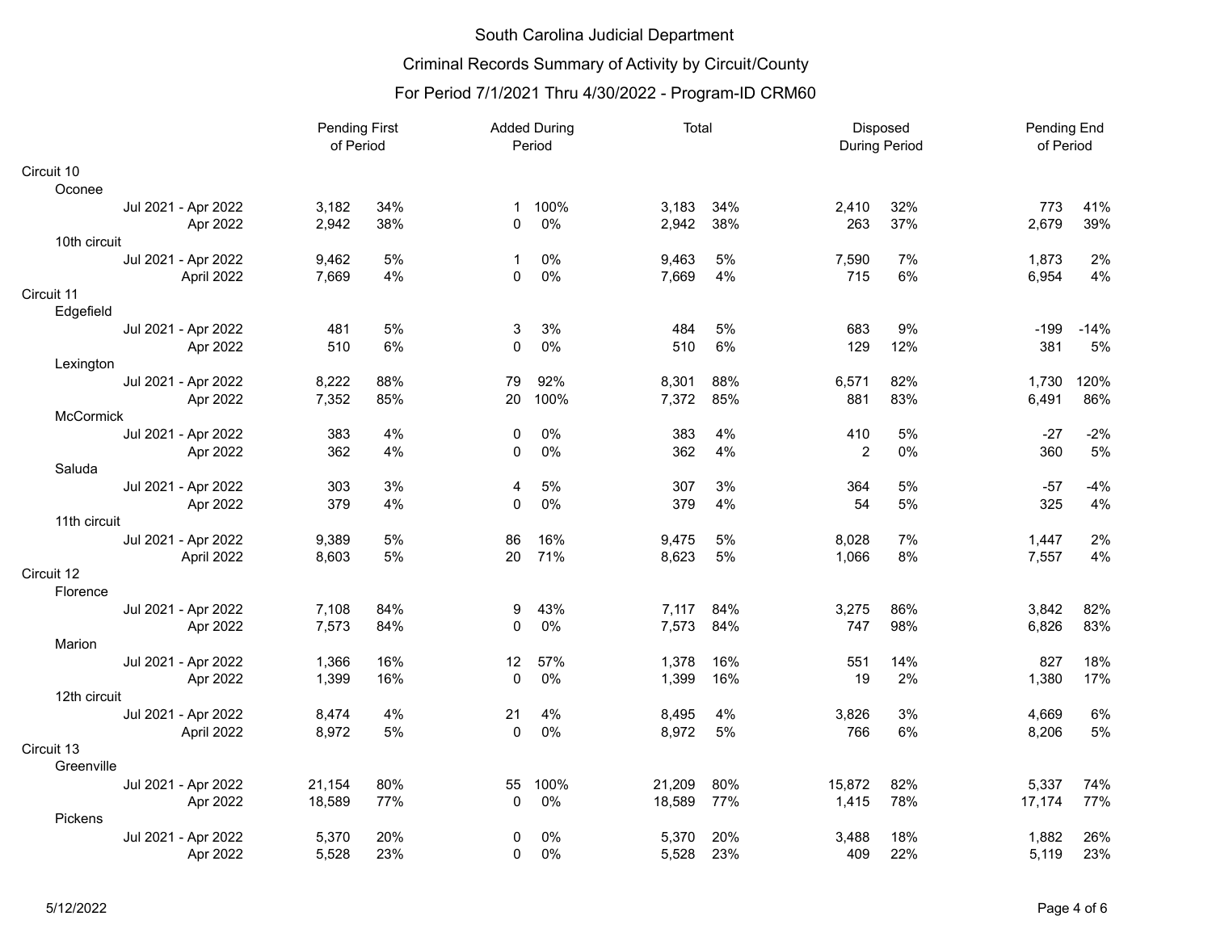# South Carolina Judicial Department

## Criminal Records Summary of Activity by Circuit/County

### For Period 7/1/2021 Thru 4/30/2022 - Program-ID CRM60

| | Pending First of Period | | Added During Period | | Total | | Disposed During Period | | Pending End of Period | |
|---|---|---|---|---|---|---|---|---|---|---|
| **Circuit 10** | | | | | | | | | | |
| Oconee | | | | | | | | | | |
| Jul 2021 - Apr 2022 | 3,182 | 34% | 1 | 100% | 3,183 | 34% | 2,410 | 32% | 773 | 41% |
| Apr 2022 | 2,942 | 38% | 0 | 0% | 2,942 | 38% | 263 | 37% | 2,679 | 39% |
| 10th circuit | | | | | | | | | | |
| Jul 2021 - Apr 2022 | 9,462 | 5% | 1 | 0% | 9,463 | 5% | 7,590 | 7% | 1,873 | 2% |
| April 2022 | 7,669 | 4% | 0 | 0% | 7,669 | 4% | 715 | 6% | 6,954 | 4% |
| **Circuit 11** | | | | | | | | | | |
| Edgefield | | | | | | | | | | |
| Jul 2021 - Apr 2022 | 481 | 5% | 3 | 3% | 484 | 5% | 683 | 9% | -199 | -14% |
| Apr 2022 | 510 | 6% | 0 | 0% | 510 | 6% | 129 | 12% | 381 | 5% |
| Lexington | | | | | | | | | | |
| Jul 2021 - Apr 2022 | 8,222 | 88% | 79 | 92% | 8,301 | 88% | 6,571 | 82% | 1,730 | 120% |
| Apr 2022 | 7,352 | 85% | 20 | 100% | 7,372 | 85% | 881 | 83% | 6,491 | 86% |
| McCormick | | | | | | | | | | |
| Jul 2021 - Apr 2022 | 383 | 4% | 0 | 0% | 383 | 4% | 410 | 5% | -27 | -2% |
| Apr 2022 | 362 | 4% | 0 | 0% | 362 | 4% | 2 | 0% | 360 | 5% |
| Saluda | | | | | | | | | | |
| Jul 2021 - Apr 2022 | 303 | 3% | 4 | 5% | 307 | 3% | 364 | 5% | -57 | -4% |
| Apr 2022 | 379 | 4% | 0 | 0% | 379 | 4% | 54 | 5% | 325 | 4% |
| 11th circuit | | | | | | | | | | |
| Jul 2021 - Apr 2022 | 9,389 | 5% | 86 | 16% | 9,475 | 5% | 8,028 | 7% | 1,447 | 2% |
| April 2022 | 8,603 | 5% | 20 | 71% | 8,623 | 5% | 1,066 | 8% | 7,557 | 4% |
| **Circuit 12** | | | | | | | | | | |
| Florence | | | | | | | | | | |
| Jul 2021 - Apr 2022 | 7,108 | 84% | 9 | 43% | 7,117 | 84% | 3,275 | 86% | 3,842 | 82% |
| Apr 2022 | 7,573 | 84% | 0 | 0% | 7,573 | 84% | 747 | 98% | 6,826 | 83% |
| Marion | | | | | | | | | | |
| Jul 2021 - Apr 2022 | 1,366 | 16% | 12 | 57% | 1,378 | 16% | 551 | 14% | 827 | 18% |
| Apr 2022 | 1,399 | 16% | 0 | 0% | 1,399 | 16% | 19 | 2% | 1,380 | 17% |
| 12th circuit | | | | | | | | | | |
| Jul 2021 - Apr 2022 | 8,474 | 4% | 21 | 4% | 8,495 | 4% | 3,826 | 3% | 4,669 | 6% |
| April 2022 | 8,972 | 5% | 0 | 0% | 8,972 | 5% | 766 | 6% | 8,206 | 5% |
| **Circuit 13** | | | | | | | | | | |
| Greenville | | | | | | | | | | |
| Jul 2021 - Apr 2022 | 21,154 | 80% | 55 | 100% | 21,209 | 80% | 15,872 | 82% | 5,337 | 74% |
| Apr 2022 | 18,589 | 77% | 0 | 0% | 18,589 | 77% | 1,415 | 78% | 17,174 | 77% |
| Pickens | | | | | | | | | | |
| Jul 2021 - Apr 2022 | 5,370 | 20% | 0 | 0% | 5,370 | 20% | 3,488 | 18% | 1,882 | 26% |
| Apr 2022 | 5,528 | 23% | 0 | 0% | 5,528 | 23% | 409 | 22% | 5,119 | 23% |

5/12/2022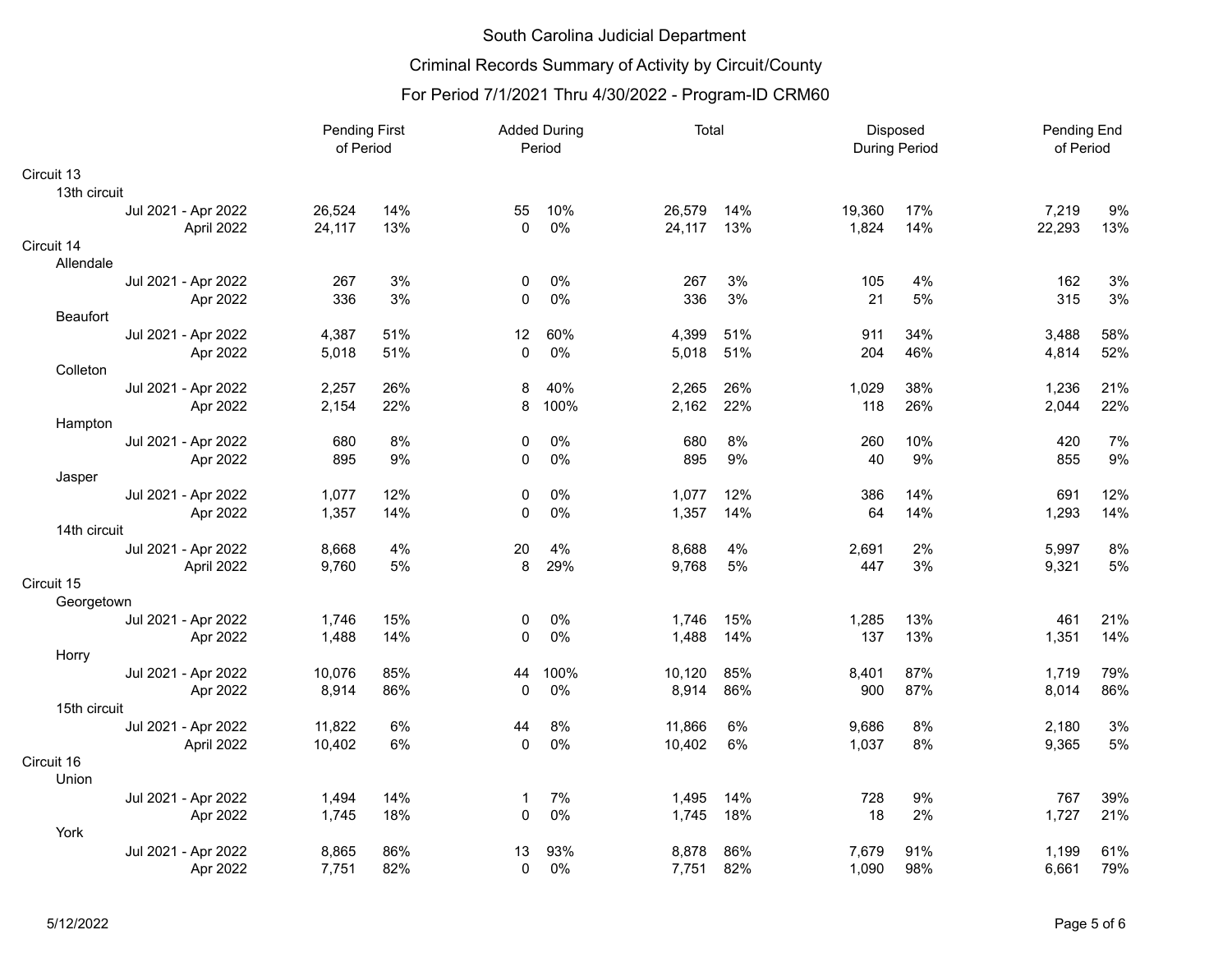# South Carolina Judicial Department

## Criminal Records Summary of Activity by Circuit/County

### For Period 7/1/2021 Thru 4/30/2022 - Program-ID CRM60

| | Pending First of Period | | Added During Period | | Total | | Disposed During Period | | Pending End of Period | |
|---|---|---|---|---|---|---|---|---|---|---|
| **Circuit 13** | | | | | | | | | | |
| 13th circuit | | | | | | | | | | |
| Jul 2021 - Apr 2022 | 26,524 | 14% | 55 | 10% | 26,579 | 14% | 19,360 | 17% | 7,219 | 9% |
| April 2022 | 24,117 | 13% | 0 | 0% | 24,117 | 13% | 1,824 | 14% | 22,293 | 13% |
| **Circuit 14** | | | | | | | | | | |
| Allendale | | | | | | | | | | |
| Jul 2021 - Apr 2022 | 267 | 3% | 0 | 0% | 267 | 3% | 105 | 4% | 162 | 3% |
| Apr 2022 | 336 | 3% | 0 | 0% | 336 | 3% | 21 | 5% | 315 | 3% |
| Beaufort | | | | | | | | | | |
| Jul 2021 - Apr 2022 | 4,387 | 51% | 12 | 60% | 4,399 | 51% | 911 | 34% | 3,488 | 58% |
| Apr 2022 | 5,018 | 51% | 0 | 0% | 5,018 | 51% | 204 | 46% | 4,814 | 52% |
| Colleton | | | | | | | | | | |
| Jul 2021 - Apr 2022 | 2,257 | 26% | 8 | 40% | 2,265 | 26% | 1,029 | 38% | 1,236 | 21% |
| Apr 2022 | 2,154 | 22% | 8 | 100% | 2,162 | 22% | 118 | 26% | 2,044 | 22% |
| Hampton | | | | | | | | | | |
| Jul 2021 - Apr 2022 | 680 | 8% | 0 | 0% | 680 | 8% | 260 | 10% | 420 | 7% |
| Apr 2022 | 895 | 9% | 0 | 0% | 895 | 9% | 40 | 9% | 855 | 9% |
| Jasper | | | | | | | | | | |
| Jul 2021 - Apr 2022 | 1,077 | 12% | 0 | 0% | 1,077 | 12% | 386 | 14% | 691 | 12% |
| Apr 2022 | 1,357 | 14% | 0 | 0% | 1,357 | 14% | 64 | 14% | 1,293 | 14% |
| 14th circuit | | | | | | | | | | |
| Jul 2021 - Apr 2022 | 8,668 | 4% | 20 | 4% | 8,688 | 4% | 2,691 | 2% | 5,997 | 8% |
| April 2022 | 9,760 | 5% | 8 | 29% | 9,768 | 5% | 447 | 3% | 9,321 | 5% |
| **Circuit 15** | | | | | | | | | | |
| Georgetown | | | | | | | | | | |
| Jul 2021 - Apr 2022 | 1,746 | 15% | 0 | 0% | 1,746 | 15% | 1,285 | 13% | 461 | 21% |
| Apr 2022 | 1,488 | 14% | 0 | 0% | 1,488 | 14% | 137 | 13% | 1,351 | 14% |
| Horry | | | | | | | | | | |
| Jul 2021 - Apr 2022 | 10,076 | 85% | 44 | 100% | 10,120 | 85% | 8,401 | 87% | 1,719 | 79% |
| Apr 2022 | 8,914 | 86% | 0 | 0% | 8,914 | 86% | 900 | 87% | 8,014 | 86% |
| 15th circuit | | | | | | | | | | |
| Jul 2021 - Apr 2022 | 11,822 | 6% | 44 | 8% | 11,866 | 6% | 9,686 | 8% | 2,180 | 3% |
| April 2022 | 10,402 | 6% | 0 | 0% | 10,402 | 6% | 1,037 | 8% | 9,365 | 5% |
| **Circuit 16** | | | | | | | | | | |
| Union | | | | | | | | | | |
| Jul 2021 - Apr 2022 | 1,494 | 14% | 1 | 7% | 1,495 | 14% | 728 | 9% | 767 | 39% |
| Apr 2022 | 1,745 | 18% | 0 | 0% | 1,745 | 18% | 18 | 2% | 1,727 | 21% |
| York | | | | | | | | | | |
| Jul 2021 - Apr 2022 | 8,865 | 86% | 13 | 93% | 8,878 | 86% | 7,679 | 91% | 1,199 | 61% |
| Apr 2022 | 7,751 | 82% | 0 | 0% | 7,751 | 82% | 1,090 | 98% | 6,661 | 79% |

5/12/2022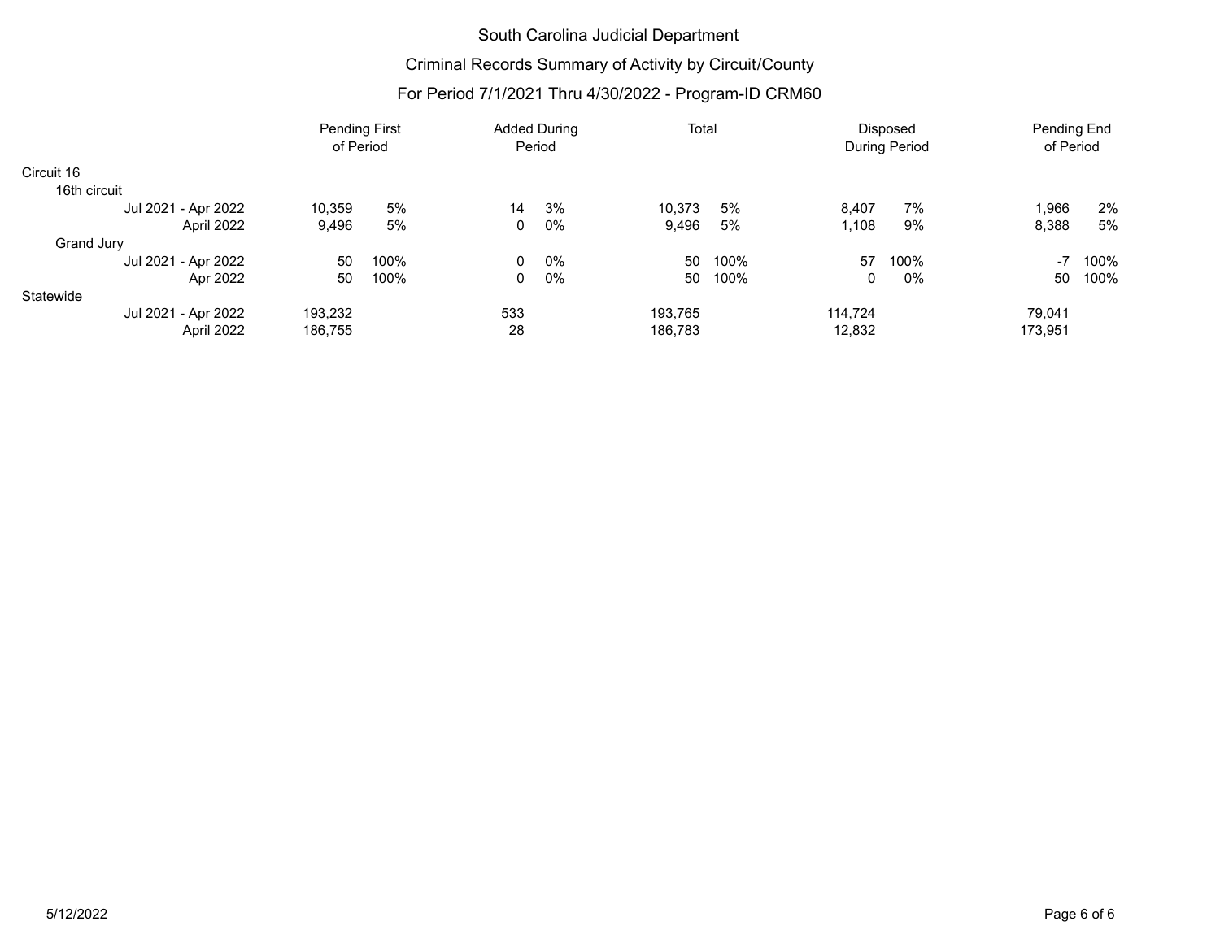# South Carolina Judicial Department

## Criminal Records Summary of Activity by Circuit/County

## For Period 7/1/2021 Thru 4/30/2022 - Program-ID CRM60

| | Pending First of Period | | Added During Period | | Total | | Disposed During Period | | Pending End of Period | |
|---|---|---|---|---|---|---|---|---|---|---|
| **Circuit 16** | | | | | | | | | | |
| 16th circuit | | | | | | | | | | |
| Jul 2021 - Apr 2022 | 10,359 | 5% | 14 | 3% | 10,373 | 5% | 8,407 | 7% | 1,966 | 2% |
| April 2022 | 9,496 | 5% | 0 | 0% | 9,496 | 5% | 1,108 | 9% | 8,388 | 5% |
| Grand Jury | | | | | | | | | | |
| Jul 2021 - Apr 2022 | 50 | 100% | 0 | 0% | 50 | 100% | 57 | 100% | -7 | 100% |
| Apr 2022 | 50 | 100% | 0 | 0% | 50 | 100% | 0 | 0% | 50 | 100% |
| **Statewide** | | | | | | | | | | |
| Jul 2021 - Apr 2022 | 193,232 | | 533 | | 193,765 | | 114,724 | | 79,041 | |
| April 2022 | 186,755 | | 28 | | 186,783 | | 12,832 | | 173,951 | |

5/12/2022